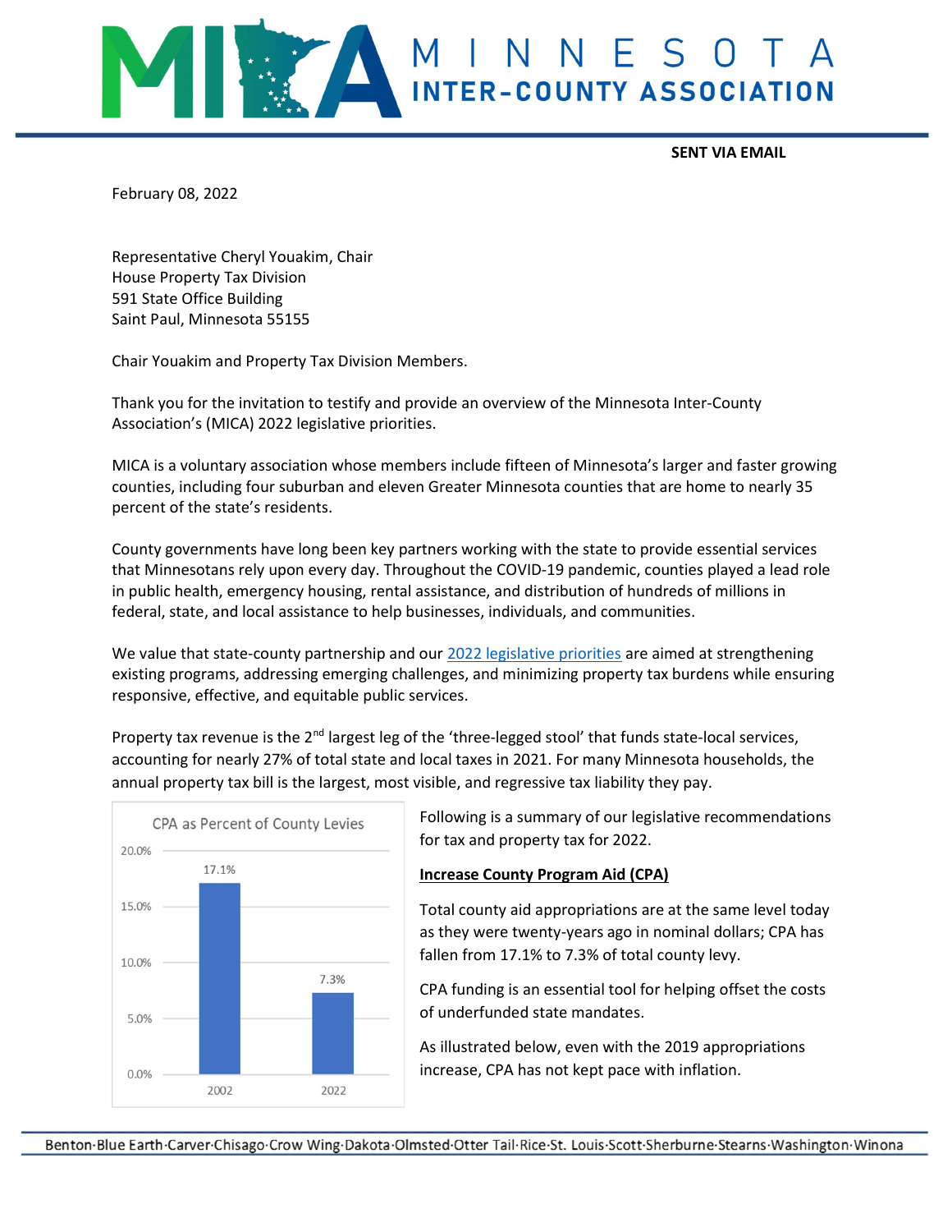# MINNESOTA INTER-COUNTY ASSOCIATION

**SENT VIA EMAIL**

February 08, 2022

Representative Cheryl Youakim, Chair
House Property Tax Division
591 State Office Building
Saint Paul, Minnesota 55155

Chair Youakim and Property Tax Division Members.

Thank you for the invitation to testify and provide an overview of the Minnesota Inter-County Association's (MICA) 2022 legislative priorities.

MICA is a voluntary association whose members include fifteen of Minnesota's larger and faster growing counties, including four suburban and eleven Greater Minnesota counties that are home to nearly 35 percent of the state's residents.

County governments have long been key partners working with the state to provide essential services that Minnesotans rely upon every day. Throughout the COVID-19 pandemic, counties played a lead role in public health, emergency housing, rental assistance, and distribution of hundreds of millions in federal, state, and local assistance to help businesses, individuals, and communities.

We value that state-county partnership and our 2022 legislative priorities are aimed at strengthening existing programs, addressing emerging challenges, and minimizing property tax burdens while ensuring responsive, effective, and equitable public services.

Property tax revenue is the 2nd largest leg of the 'three-legged stool' that funds state-local services, accounting for nearly 27% of total state and local taxes in 2021. For many Minnesota households, the annual property tax bill is the largest, most visible, and regressive tax liability they pay.

**CPA as Percent of County Levies**

| Year | CPA as Percent of County Levies |
|---|---|
| 2002 | 17.1% |
| 2022 | 7.3% |

Following is a summary of our legislative recommendations for tax and property tax for 2022.

**Increase County Program Aid (CPA)**

Total county aid appropriations are at the same level today as they were twenty-years ago in nominal dollars; CPA has fallen from 17.1% to 7.3% of total county levy.

CPA funding is an essential tool for helping offset the costs of underfunded state mandates.

As illustrated below, even with the 2019 appropriations increase, CPA has not kept pace with inflation.

Benton·Blue Earth·Carver·Chisago·Crow Wing·Dakota·Olmsted·Otter Tail·Rice·St. Louis·Scott·Sherburne·Stearns·Washington·Winona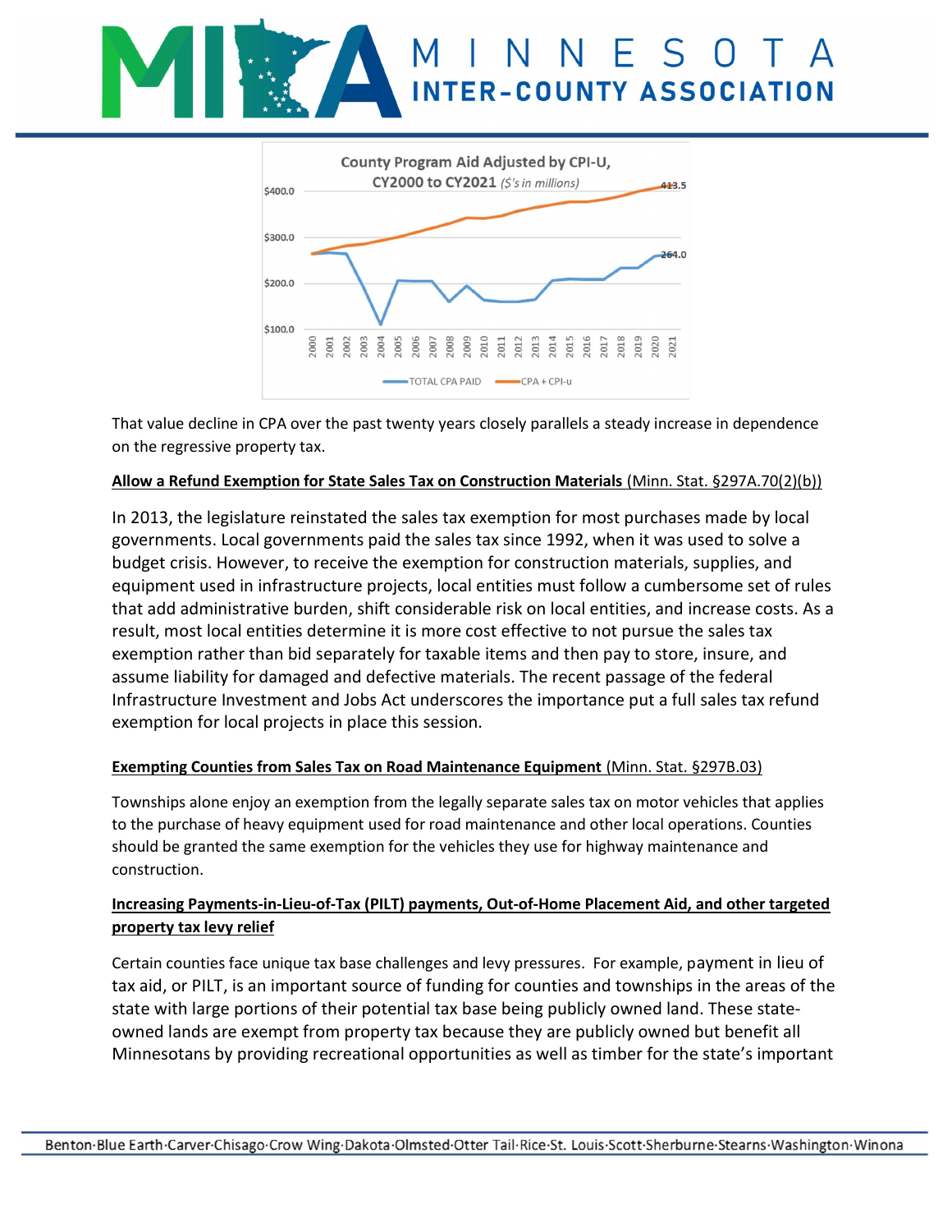That value decline in CPA over the past twenty years closely parallels a steady increase in dependence on the regressive property tax.

**Allow a Refund Exemption for State Sales Tax on Construction Materials** (Minn. Stat. §297A.70(2)(b))

In 2013, the legislature reinstated the sales tax exemption for most purchases made by local governments. Local governments paid the sales tax since 1992, when it was used to solve a budget crisis. However, to receive the exemption for construction materials, supplies, and equipment used in infrastructure projects, local entities must follow a cumbersome set of rules that add administrative burden, shift considerable risk on local entities, and increase costs. As a result, most local entities determine it is more cost effective to not pursue the sales tax exemption rather than bid separately for taxable items and then pay to store, insure, and assume liability for damaged and defective materials. The recent passage of the federal Infrastructure Investment and Jobs Act underscores the importance put a full sales tax refund exemption for local projects in place this session.

**Exempting Counties from Sales Tax on Road Maintenance Equipment** (Minn. Stat. §297B.03)

Townships alone enjoy an exemption from the legally separate sales tax on motor vehicles that applies to the purchase of heavy equipment used for road maintenance and other local operations. Counties should be granted the same exemption for the vehicles they use for highway maintenance and construction.

**Increasing Payments-in-Lieu-of-Tax (PILT) payments, Out-of-Home Placement Aid, and other targeted property tax levy relief**

Certain counties face unique tax base challenges and levy pressures. For example, payment in lieu of tax aid, or PILT, is an important source of funding for counties and townships in the areas of the state with large portions of their potential tax base being publicly owned land. These state-owned lands are exempt from property tax because they are publicly owned but benefit all Minnesotans by providing recreational opportunities as well as timber for the state's important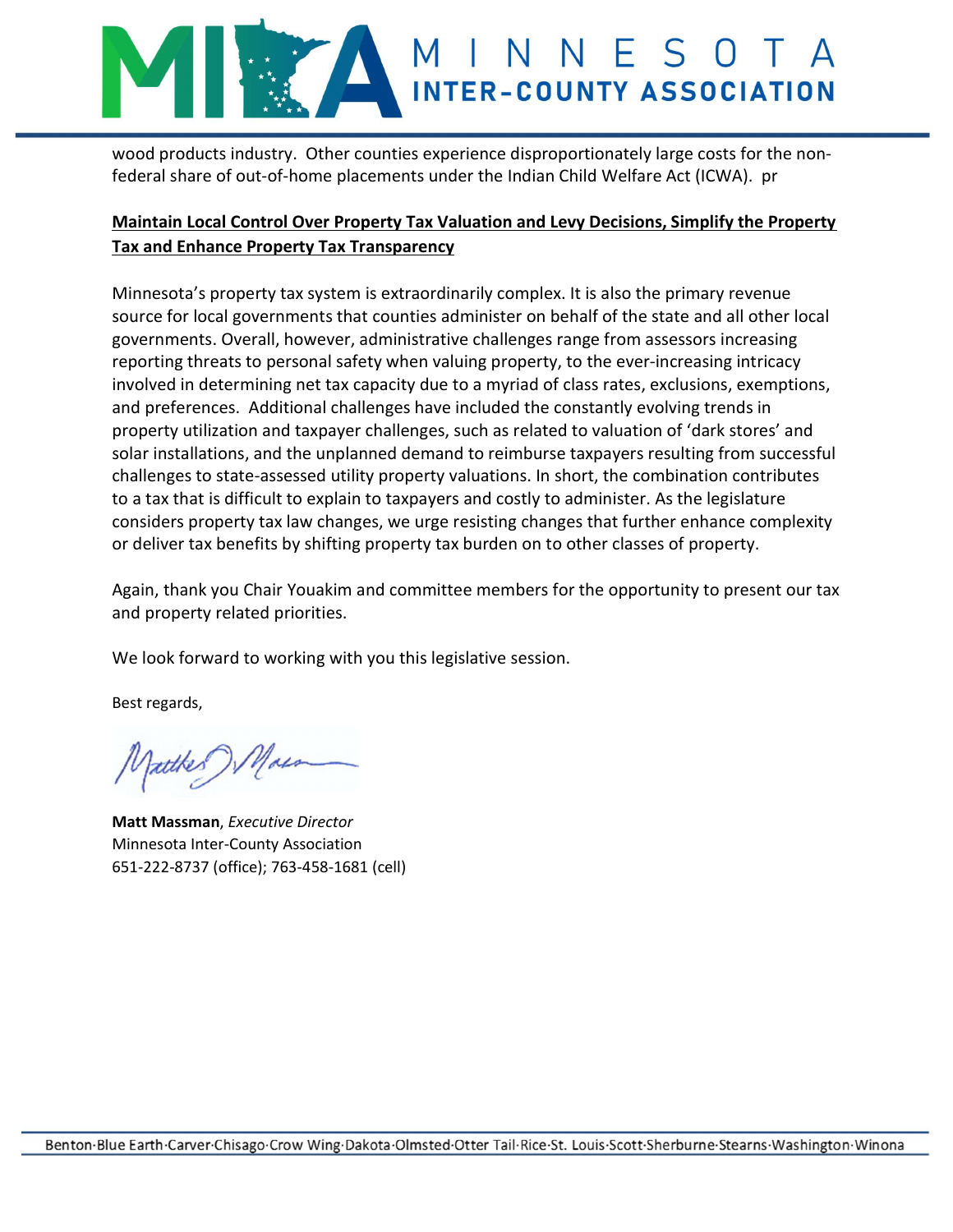wood products industry. Other counties experience disproportionately large costs for the non-federal share of out-of-home placements under the Indian Child Welfare Act (ICWA). pr

**Maintain Local Control Over Property Tax Valuation and Levy Decisions, Simplify the Property Tax and Enhance Property Tax Transparency**

Minnesota's property tax system is extraordinarily complex. It is also the primary revenue source for local governments that counties administer on behalf of the state and all other local governments. Overall, however, administrative challenges range from assessors increasing reporting threats to personal safety when valuing property, to the ever-increasing intricacy involved in determining net tax capacity due to a myriad of class rates, exclusions, exemptions, and preferences. Additional challenges have included the constantly evolving trends in property utilization and taxpayer challenges, such as related to valuation of 'dark stores' and solar installations, and the unplanned demand to reimburse taxpayers resulting from successful challenges to state-assessed utility property valuations. In short, the combination contributes to a tax that is difficult to explain to taxpayers and costly to administer. As the legislature considers property tax law changes, we urge resisting changes that further enhance complexity or deliver tax benefits by shifting property tax burden on to other classes of property.

Again, thank you Chair Youakim and committee members for the opportunity to present our tax and property related priorities.

We look forward to working with you this legislative session.

Best regards,

**Matt Massman**, *Executive Director*
Minnesota Inter-County Association
651-222-8737 (office); 763-458-1681 (cell)